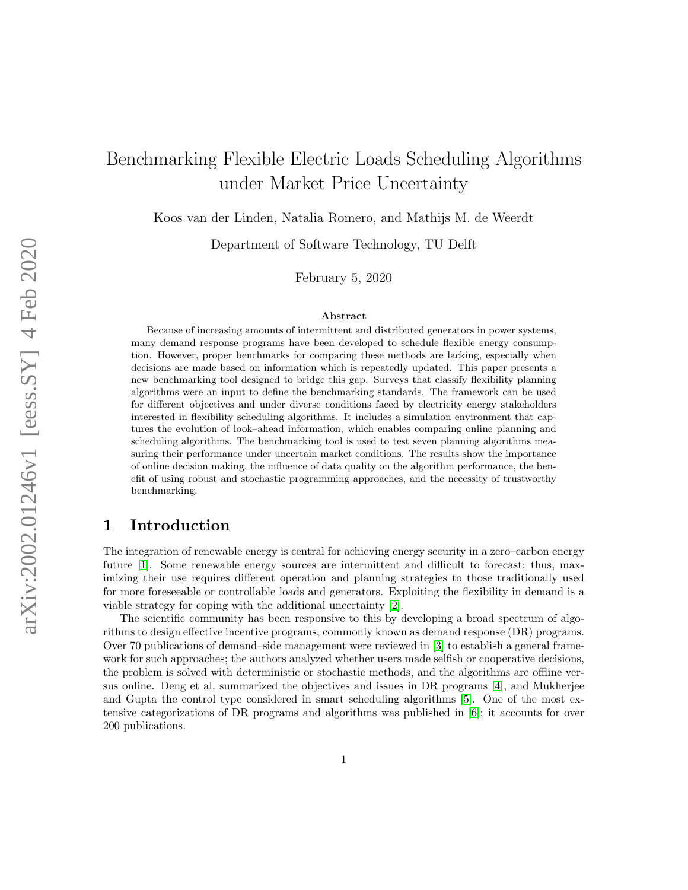# Benchmarking Flexible Electric Loads Scheduling Algorithms under Market Price Uncertainty

Koos van der Linden, Natalia Romero, and Mathijs M. de Weerdt

Department of Software Technology, TU Delft

February 5, 2020

### Abstract

Because of increasing amounts of intermittent and distributed generators in power systems, many demand response programs have been developed to schedule flexible energy consumption. However, proper benchmarks for comparing these methods are lacking, especially when decisions are made based on information which is repeatedly updated. This paper presents a new benchmarking tool designed to bridge this gap. Surveys that classify flexibility planning algorithms were an input to define the benchmarking standards. The framework can be used for different objectives and under diverse conditions faced by electricity energy stakeholders interested in flexibility scheduling algorithms. It includes a simulation environment that captures the evolution of look–ahead information, which enables comparing online planning and scheduling algorithms. The benchmarking tool is used to test seven planning algorithms measuring their performance under uncertain market conditions. The results show the importance of online decision making, the influence of data quality on the algorithm performance, the benefit of using robust and stochastic programming approaches, and the necessity of trustworthy benchmarking.

## 1 Introduction

The integration of renewable energy is central for achieving energy security in a zero–carbon energy future [1]. Some renewable energy sources are intermittent and difficult to forecast; thus, maximizing their use requires different operation and planning strategies to those traditionally used for more foreseeable or controllable loads and generators. Exploiting the flexibility in demand is a viable strategy for coping with the additional uncertainty [2].

The scientific community has been responsive to this by developing a broad spectrum of algorithms to design effective incentive programs, commonly known as demand response (DR) programs. Over 70 publications of demand–side management were reviewed in [3] to establish a general framework for such approaches; the authors analyzed whether users made selfish or cooperative decisions, the problem is solved with deterministic or stochastic methods, and the algorithms are offline versus online. Deng et al. summarized the objectives and issues in DR programs [4], and Mukherjee and Gupta the control type considered in smart scheduling algorithms [5]. One of the most extensive categorizations of DR programs and algorithms was published in [6]; it accounts for over 200 publications.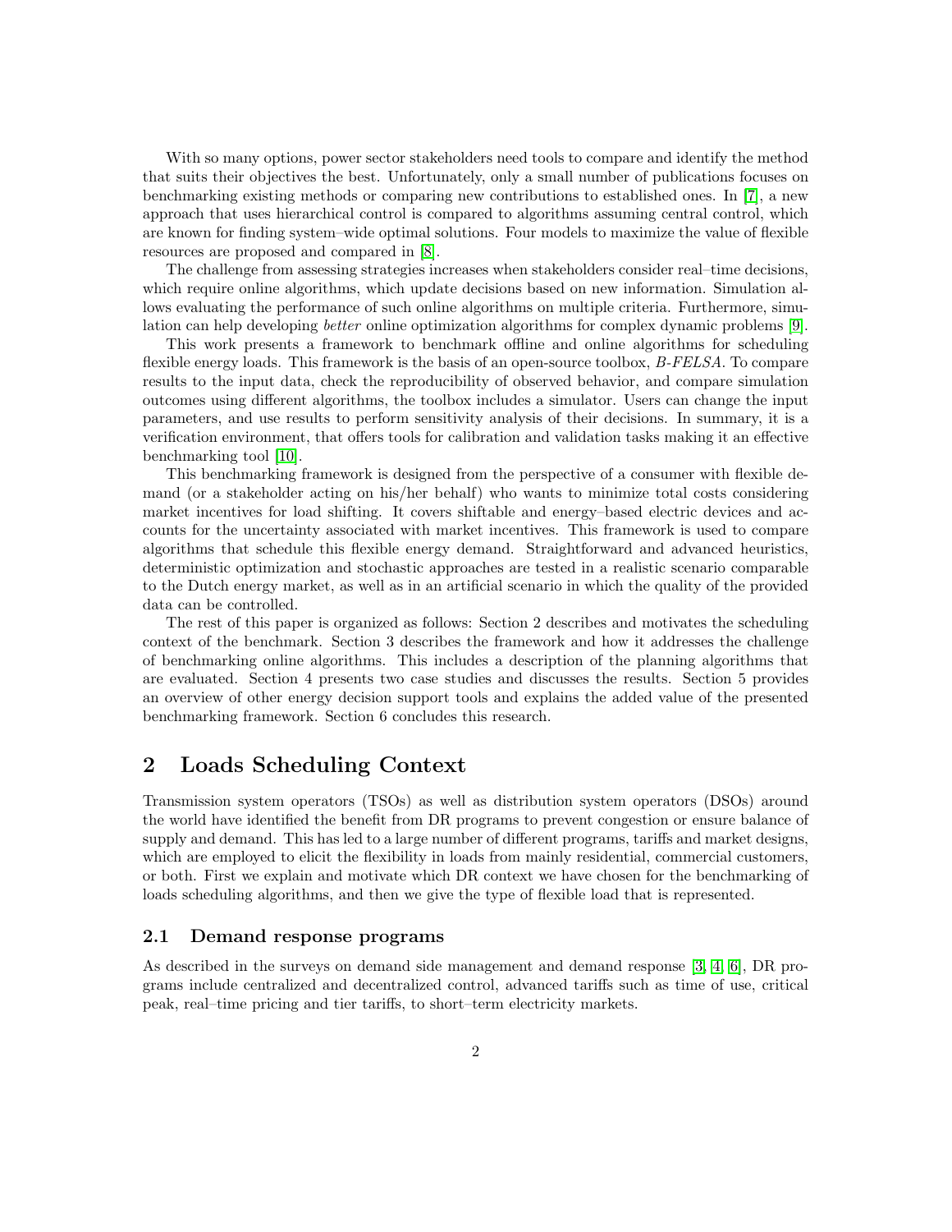With so many options, power sector stakeholders need tools to compare and identify the method that suits their objectives the best. Unfortunately, only a small number of publications focuses on benchmarking existing methods or comparing new contributions to established ones. In [7], a new approach that uses hierarchical control is compared to algorithms assuming central control, which are known for finding system–wide optimal solutions. Four models to maximize the value of flexible resources are proposed and compared in [8].

The challenge from assessing strategies increases when stakeholders consider real–time decisions, which require online algorithms, which update decisions based on new information. Simulation allows evaluating the performance of such online algorithms on multiple criteria. Furthermore, simulation can help developing *better* online optimization algorithms for complex dynamic problems [9].

This work presents a framework to benchmark offline and online algorithms for scheduling flexible energy loads. This framework is the basis of an open-source toolbox, *B-FELSA*. To compare results to the input data, check the reproducibility of observed behavior, and compare simulation outcomes using different algorithms, the toolbox includes a simulator. Users can change the input parameters, and use results to perform sensitivity analysis of their decisions. In summary, it is a verification environment, that offers tools for calibration and validation tasks making it an effective benchmarking tool [10].

This benchmarking framework is designed from the perspective of a consumer with flexible demand (or a stakeholder acting on his/her behalf) who wants to minimize total costs considering market incentives for load shifting. It covers shiftable and energy–based electric devices and accounts for the uncertainty associated with market incentives. This framework is used to compare algorithms that schedule this flexible energy demand. Straightforward and advanced heuristics, deterministic optimization and stochastic approaches are tested in a realistic scenario comparable to the Dutch energy market, as well as in an artificial scenario in which the quality of the provided data can be controlled.

The rest of this paper is organized as follows: Section 2 describes and motivates the scheduling context of the benchmark. Section 3 describes the framework and how it addresses the challenge of benchmarking online algorithms. This includes a description of the planning algorithms that are evaluated. Section 4 presents two case studies and discusses the results. Section 5 provides an overview of other energy decision support tools and explains the added value of the presented benchmarking framework. Section 6 concludes this research.

# 2 Loads Scheduling Context

Transmission system operators (TSOs) as well as distribution system operators (DSOs) around the world have identified the benefit from DR programs to prevent congestion or ensure balance of supply and demand. This has led to a large number of different programs, tariffs and market designs, which are employed to elicit the flexibility in loads from mainly residential, commercial customers, or both. First we explain and motivate which DR context we have chosen for the benchmarking of loads scheduling algorithms, and then we give the type of flexible load that is represented.

## 2.1 Demand response programs

As described in the surveys on demand side management and demand response [3, 4, 6], DR programs include centralized and decentralized control, advanced tariffs such as time of use, critical peak, real–time pricing and tier tariffs, to short–term electricity markets.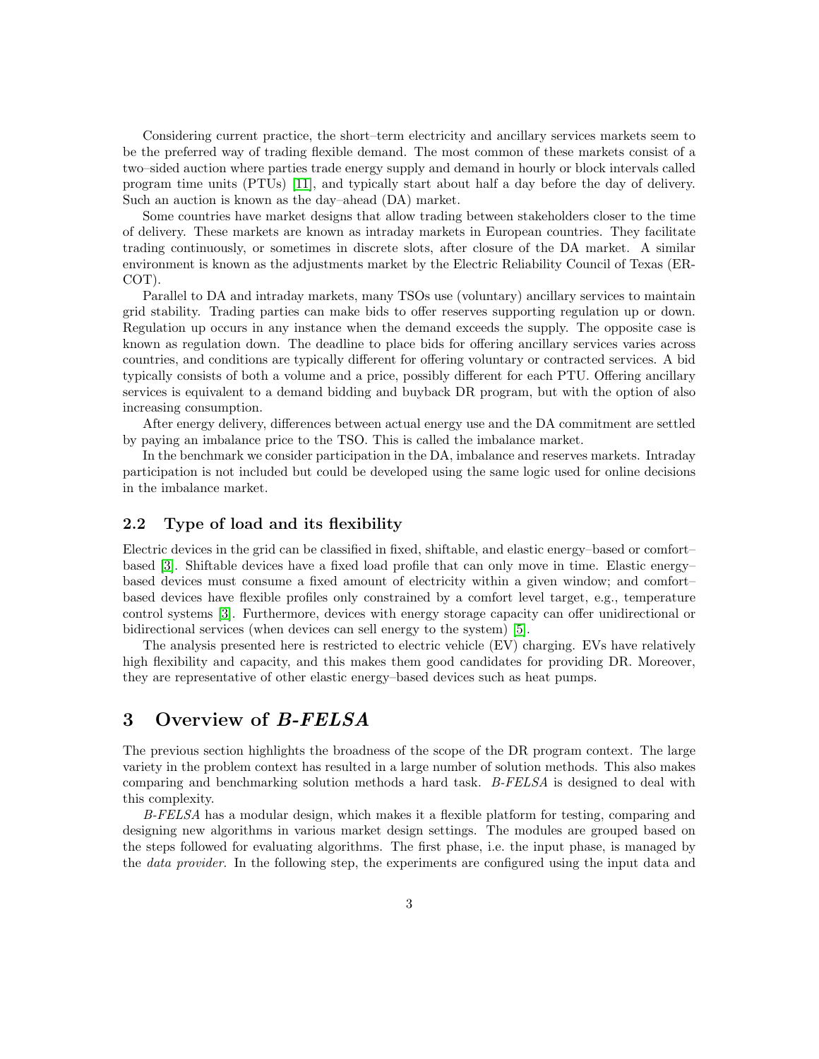Considering current practice, the short–term electricity and ancillary services markets seem to be the preferred way of trading flexible demand. The most common of these markets consist of a two–sided auction where parties trade energy supply and demand in hourly or block intervals called program time units (PTUs) [11], and typically start about half a day before the day of delivery. Such an auction is known as the day–ahead (DA) market.

Some countries have market designs that allow trading between stakeholders closer to the time of delivery. These markets are known as intraday markets in European countries. They facilitate trading continuously, or sometimes in discrete slots, after closure of the DA market. A similar environment is known as the adjustments market by the Electric Reliability Council of Texas (ERCOT).

Parallel to DA and intraday markets, many TSOs use (voluntary) ancillary services to maintain grid stability. Trading parties can make bids to offer reserves supporting regulation up or down. Regulation up occurs in any instance when the demand exceeds the supply. The opposite case is known as regulation down. The deadline to place bids for offering ancillary services varies across countries, and conditions are typically different for offering voluntary or contracted services. A bid typically consists of both a volume and a price, possibly different for each PTU. Offering ancillary services is equivalent to a demand bidding and buyback DR program, but with the option of also increasing consumption.

After energy delivery, differences between actual energy use and the DA commitment are settled by paying an imbalance price to the TSO. This is called the imbalance market.

In the benchmark we consider participation in the DA, imbalance and reserves markets. Intraday participation is not included but could be developed using the same logic used for online decisions in the imbalance market.

### 2.2 Type of load and its flexibility

Electric devices in the grid can be classified in fixed, shiftable, and elastic energy–based or comfort–based [3]. Shiftable devices have a fixed load profile that can only move in time. Elastic energy–based devices must consume a fixed amount of electricity within a given window; and comfort–based devices have flexible profiles only constrained by a comfort level target, e.g., temperature control systems [3]. Furthermore, devices with energy storage capacity can offer unidirectional or bidirectional services (when devices can sell energy to the system) [5].

The analysis presented here is restricted to electric vehicle (EV) charging. EVs have relatively high flexibility and capacity, and this makes them good candidates for providing DR. Moreover, they are representative of other elastic energy–based devices such as heat pumps.

## 3 Overview of *B-FELSA*

The previous section highlights the broadness of the scope of the DR program context. The large variety in the problem context has resulted in a large number of solution methods. This also makes comparing and benchmarking solution methods a hard task. *B-FELSA* is designed to deal with this complexity.

*B-FELSA* has a modular design, which makes it a flexible platform for testing, comparing and designing new algorithms in various market design settings. The modules are grouped based on the steps followed for evaluating algorithms. The first phase, i.e. the input phase, is managed by the *data provider*. In the following step, the experiments are configured using the input data and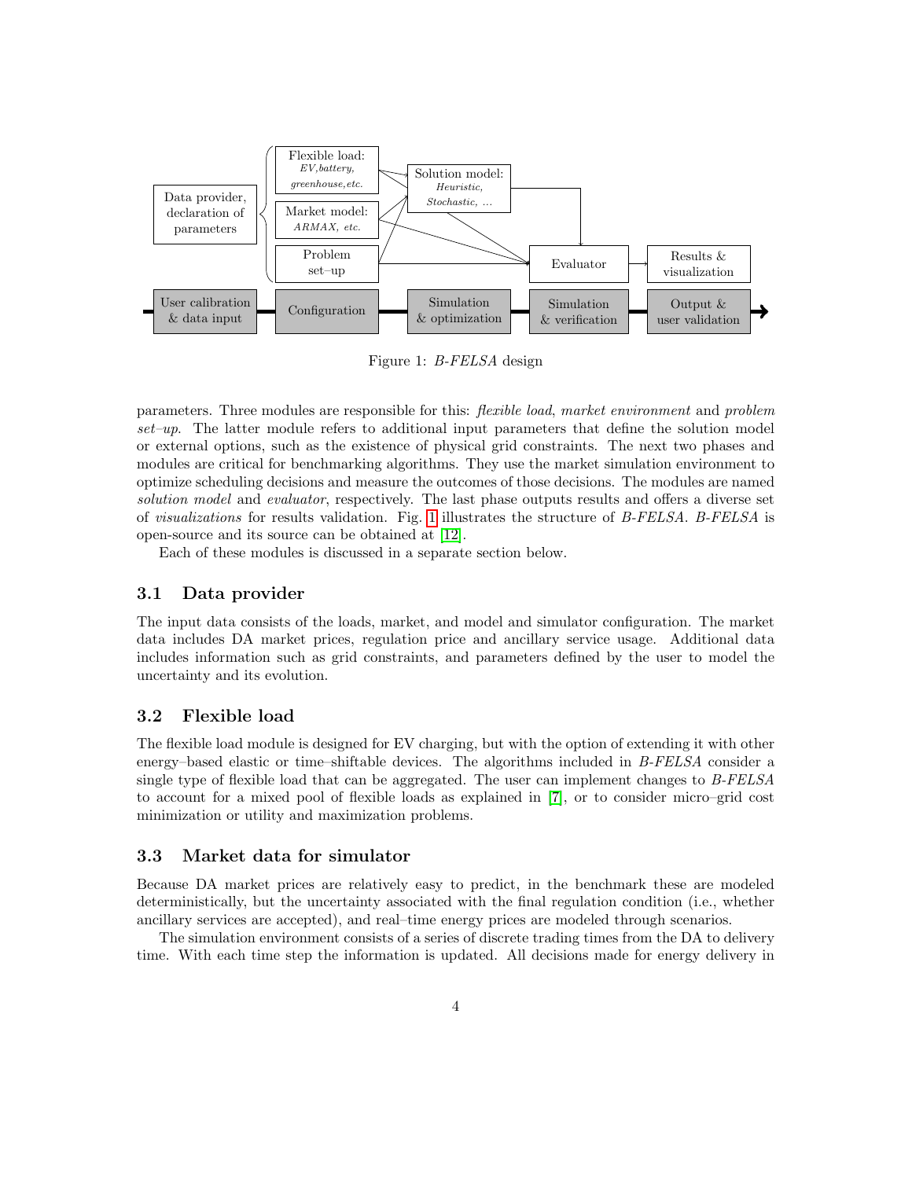Figure 1: *B-FELSA* design

parameters. Three modules are responsible for this: *flexible load*, *market environment* and *problem set–up*. The latter module refers to additional input parameters that define the solution model or external options, such as the existence of physical grid constraints. The next two phases and modules are critical for benchmarking algorithms. They use the market simulation environment to optimize scheduling decisions and measure the outcomes of those decisions. The modules are named *solution model* and *evaluator*, respectively. The last phase outputs results and offers a diverse set of *visualizations* for results validation. Fig. 1 illustrates the structure of *B-FELSA*. *B-FELSA* is open-source and its source can be obtained at [12].

Each of these modules is discussed in a separate section below.

### 3.1 Data provider

The input data consists of the loads, market, and model and simulator configuration. The market data includes DA market prices, regulation price and ancillary service usage. Additional data includes information such as grid constraints, and parameters defined by the user to model the uncertainty and its evolution.

### 3.2 Flexible load

The flexible load module is designed for EV charging, but with the option of extending it with other energy–based elastic or time–shiftable devices. The algorithms included in *B-FELSA* consider a single type of flexible load that can be aggregated. The user can implement changes to *B-FELSA* to account for a mixed pool of flexible loads as explained in [7], or to consider micro–grid cost minimization or utility and maximization problems.

### 3.3 Market data for simulator

Because DA market prices are relatively easy to predict, in the benchmark these are modeled deterministically, but the uncertainty associated with the final regulation condition (i.e., whether ancillary services are accepted), and real–time energy prices are modeled through scenarios.

The simulation environment consists of a series of discrete trading times from the DA to delivery time. With each time step the information is updated. All decisions made for energy delivery in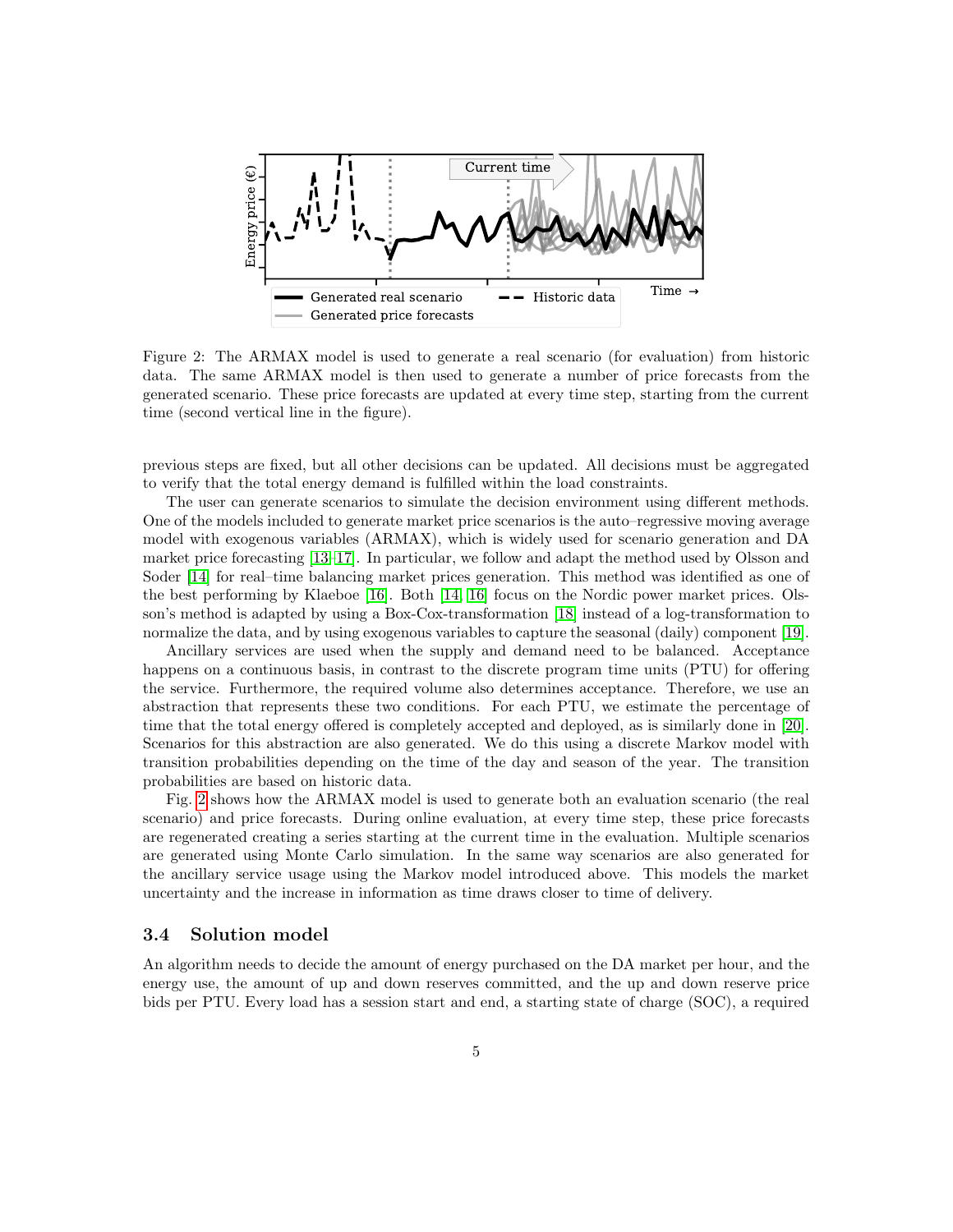Figure 2: The ARMAX model is used to generate a real scenario (for evaluation) from historic data. The same ARMAX model is then used to generate a number of price forecasts from the generated scenario. These price forecasts are updated at every time step, starting from the current time (second vertical line in the figure).

previous steps are fixed, but all other decisions can be updated. All decisions must be aggregated to verify that the total energy demand is fulfilled within the load constraints.

The user can generate scenarios to simulate the decision environment using different methods. One of the models included to generate market price scenarios is the auto–regressive moving average model with exogenous variables (ARMAX), which is widely used for scenario generation and DA market price forecasting [13–17]. In particular, we follow and adapt the method used by Olsson and Soder [14] for real–time balancing market prices generation. This method was identified as one of the best performing by Klaeboe [16]. Both [14, 16] focus on the Nordic power market prices. Olsson's method is adapted by using a Box-Cox-transformation [18] instead of a log-transformation to normalize the data, and by using exogenous variables to capture the seasonal (daily) component [19].

Ancillary services are used when the supply and demand need to be balanced. Acceptance happens on a continuous basis, in contrast to the discrete program time units (PTU) for offering the service. Furthermore, the required volume also determines acceptance. Therefore, we use an abstraction that represents these two conditions. For each PTU, we estimate the percentage of time that the total energy offered is completely accepted and deployed, as is similarly done in [20]. Scenarios for this abstraction are also generated. We do this using a discrete Markov model with transition probabilities depending on the time of the day and season of the year. The transition probabilities are based on historic data.

Fig. 2 shows how the ARMAX model is used to generate both an evaluation scenario (the real scenario) and price forecasts. During online evaluation, at every time step, these price forecasts are regenerated creating a series starting at the current time in the evaluation. Multiple scenarios are generated using Monte Carlo simulation. In the same way scenarios are also generated for the ancillary service usage using the Markov model introduced above. This models the market uncertainty and the increase in information as time draws closer to time of delivery.

### 3.4 Solution model

An algorithm needs to decide the amount of energy purchased on the DA market per hour, and the energy use, the amount of up and down reserves committed, and the up and down reserve price bids per PTU. Every load has a session start and end, a starting state of charge (SOC), a required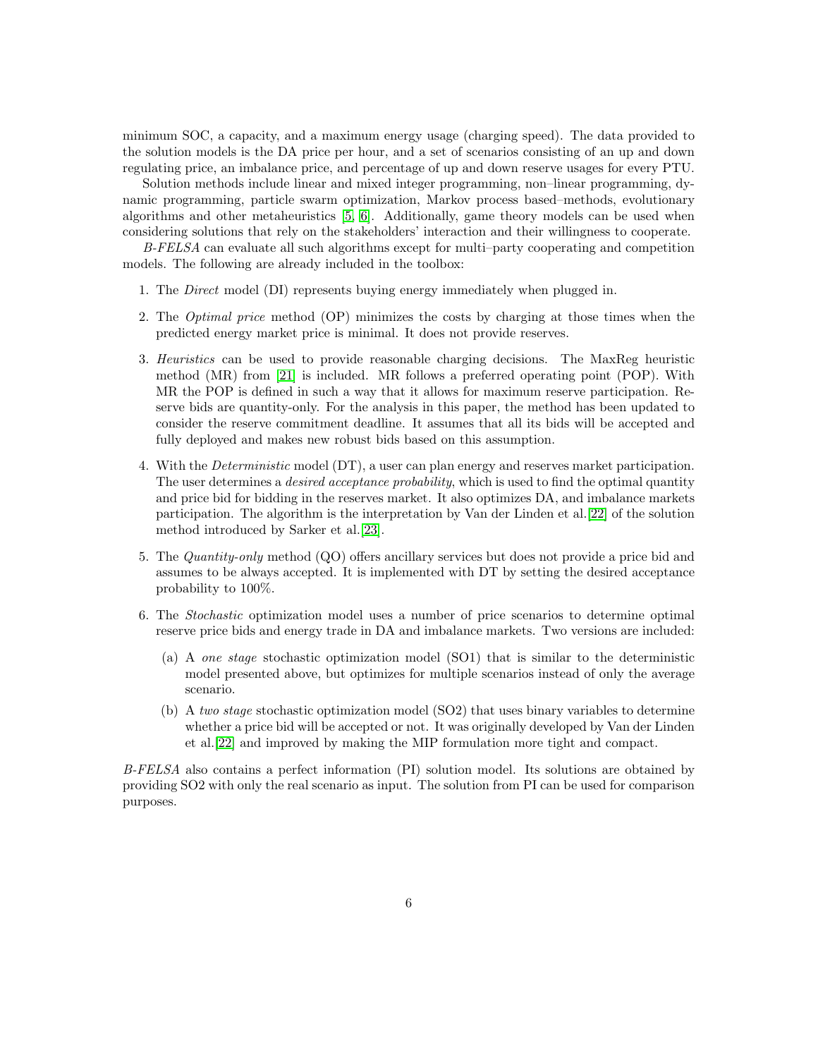minimum SOC, a capacity, and a maximum energy usage (charging speed). The data provided to the solution models is the DA price per hour, and a set of scenarios consisting of an up and down regulating price, an imbalance price, and percentage of up and down reserve usages for every PTU.

Solution methods include linear and mixed integer programming, non–linear programming, dynamic programming, particle swarm optimization, Markov process based–methods, evolutionary algorithms and other metaheuristics [5, 6]. Additionally, game theory models can be used when considering solutions that rely on the stakeholders' interaction and their willingness to cooperate.

*B-FELSA* can evaluate all such algorithms except for multi–party cooperating and competition models. The following are already included in the toolbox:

1. The *Direct* model (DI) represents buying energy immediately when plugged in.
2. The *Optimal price* method (OP) minimizes the costs by charging at those times when the predicted energy market price is minimal. It does not provide reserves.
3. *Heuristics* can be used to provide reasonable charging decisions. The MaxReg heuristic method (MR) from [21] is included. MR follows a preferred operating point (POP). With MR the POP is defined in such a way that it allows for maximum reserve participation. Reserve bids are quantity-only. For the analysis in this paper, the method has been updated to consider the reserve commitment deadline. It assumes that all its bids will be accepted and fully deployed and makes new robust bids based on this assumption.
4. With the *Deterministic* model (DT), a user can plan energy and reserves market participation. The user determines a *desired acceptance probability*, which is used to find the optimal quantity and price bid for bidding in the reserves market. It also optimizes DA, and imbalance markets participation. The algorithm is the interpretation by Van der Linden et al.[22] of the solution method introduced by Sarker et al.[23].
5. The *Quantity-only* method (QO) offers ancillary services but does not provide a price bid and assumes to be always accepted. It is implemented with DT by setting the desired acceptance probability to 100%.
6. The *Stochastic* optimization model uses a number of price scenarios to determine optimal reserve price bids and energy trade in DA and imbalance markets. Two versions are included:
   (a) A *one stage* stochastic optimization model (SO1) that is similar to the deterministic model presented above, but optimizes for multiple scenarios instead of only the average scenario.
   (b) A *two stage* stochastic optimization model (SO2) that uses binary variables to determine whether a price bid will be accepted or not. It was originally developed by Van der Linden et al.[22] and improved by making the MIP formulation more tight and compact.

*B-FELSA* also contains a perfect information (PI) solution model. Its solutions are obtained by providing SO2 with only the real scenario as input. The solution from PI can be used for comparison purposes.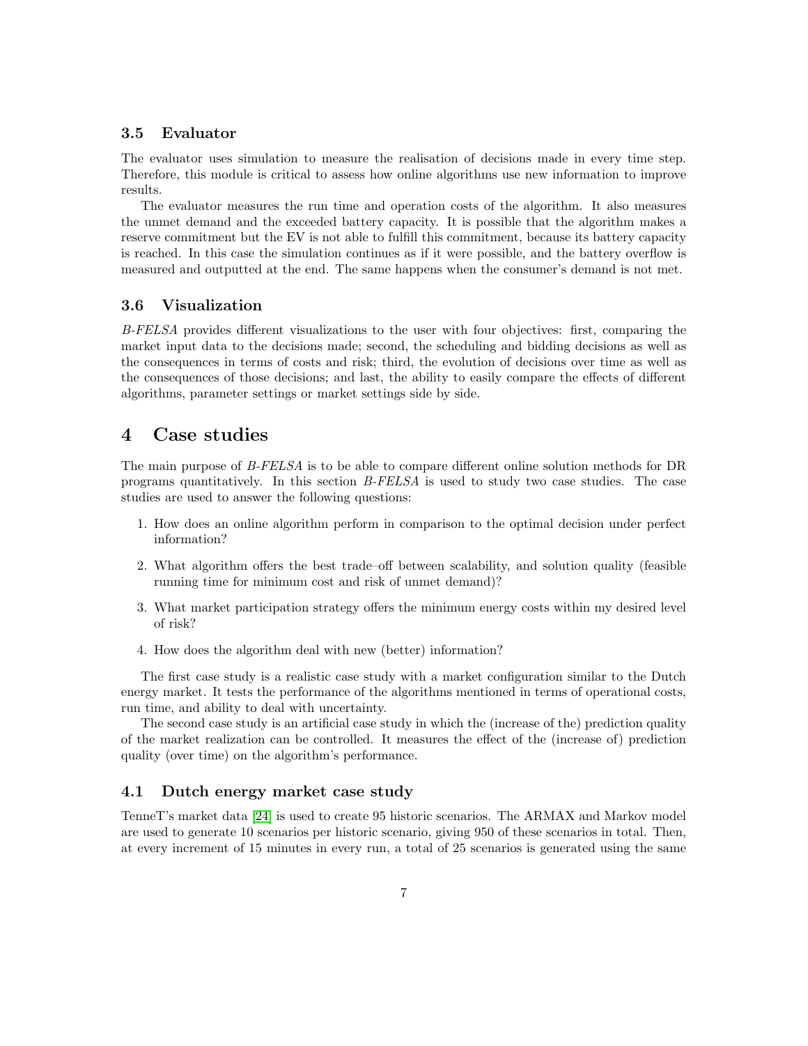### 3.5 Evaluator

The evaluator uses simulation to measure the realisation of decisions made in every time step. Therefore, this module is critical to assess how online algorithms use new information to improve results.

The evaluator measures the run time and operation costs of the algorithm. It also measures the unmet demand and the exceeded battery capacity. It is possible that the algorithm makes a reserve commitment but the EV is not able to fulfill this commitment, because its battery capacity is reached. In this case the simulation continues as if it were possible, and the battery overflow is measured and outputted at the end. The same happens when the consumer's demand is not met.

### 3.6 Visualization

*B-FELSA* provides different visualizations to the user with four objectives: first, comparing the market input data to the decisions made; second, the scheduling and bidding decisions as well as the consequences in terms of costs and risk; third, the evolution of decisions over time as well as the consequences of those decisions; and last, the ability to easily compare the effects of different algorithms, parameter settings or market settings side by side.

## 4 Case studies

The main purpose of *B-FELSA* is to be able to compare different online solution methods for DR programs quantitatively. In this section *B-FELSA* is used to study two case studies. The case studies are used to answer the following questions:

1. How does an online algorithm perform in comparison to the optimal decision under perfect information?
2. What algorithm offers the best trade–off between scalability, and solution quality (feasible running time for minimum cost and risk of unmet demand)?
3. What market participation strategy offers the minimum energy costs within my desired level of risk?
4. How does the algorithm deal with new (better) information?

The first case study is a realistic case study with a market configuration similar to the Dutch energy market. It tests the performance of the algorithms mentioned in terms of operational costs, run time, and ability to deal with uncertainty.

The second case study is an artificial case study in which the (increase of the) prediction quality of the market realization can be controlled. It measures the effect of the (increase of) prediction quality (over time) on the algorithm's performance.

### 4.1 Dutch energy market case study

TenneT's market data [24] is used to create 95 historic scenarios. The ARMAX and Markov model are used to generate 10 scenarios per historic scenario, giving 950 of these scenarios in total. Then, at every increment of 15 minutes in every run, a total of 25 scenarios is generated using the same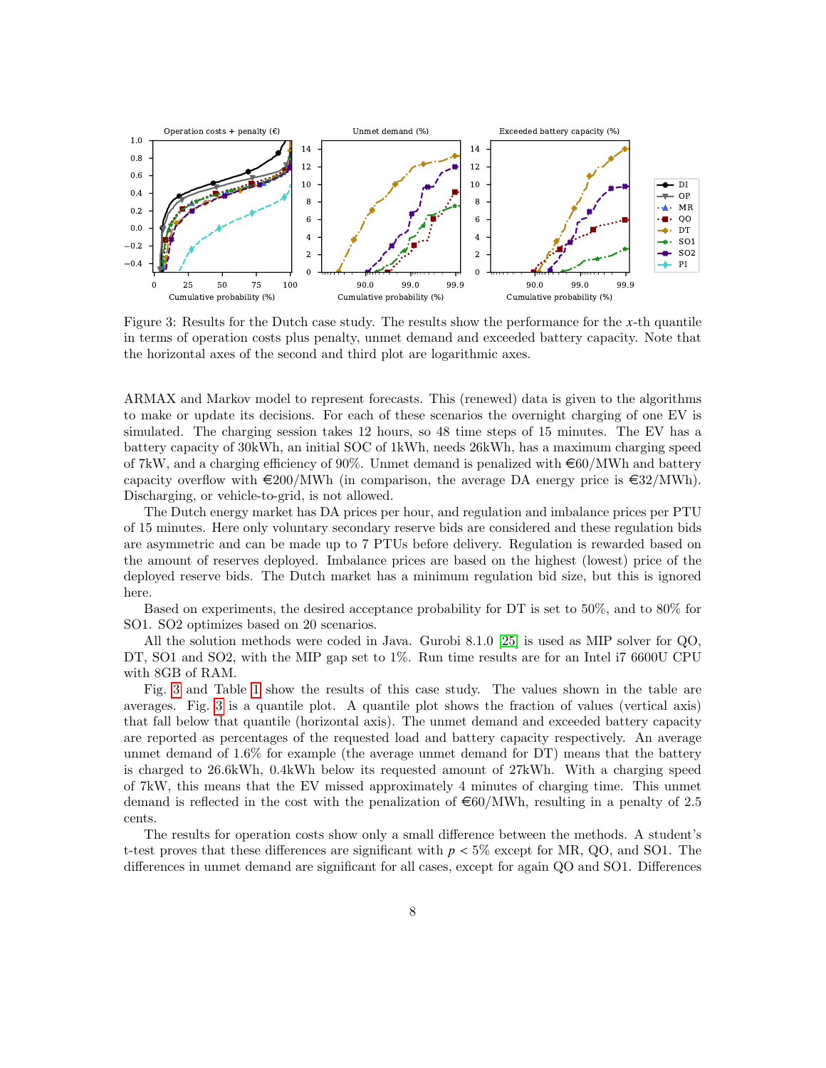Figure 3: Results for the Dutch case study. The results show the performance for the $x$-th quantile in terms of operation costs plus penalty, unmet demand and exceeded battery capacity. Note that the horizontal axes of the second and third plot are logarithmic axes.

ARMAX and Markov model to represent forecasts. This (renewed) data is given to the algorithms to make or update its decisions. For each of these scenarios the overnight charging of one EV is simulated. The charging session takes 12 hours, so 48 time steps of 15 minutes. The EV has a battery capacity of 30kWh, an initial SOC of 1kWh, needs 26kWh, has a maximum charging speed of 7kW, and a charging efficiency of 90%. Unmet demand is penalized with €60/MWh and battery capacity overflow with €200/MWh (in comparison, the average DA energy price is €32/MWh). Discharging, or vehicle-to-grid, is not allowed.

The Dutch energy market has DA prices per hour, and regulation and imbalance prices per PTU of 15 minutes. Here only voluntary secondary reserve bids are considered and these regulation bids are asymmetric and can be made up to 7 PTUs before delivery. Regulation is rewarded based on the amount of reserves deployed. Imbalance prices are based on the highest (lowest) price of the deployed reserve bids. The Dutch market has a minimum regulation bid size, but this is ignored here.

Based on experiments, the desired acceptance probability for DT is set to 50%, and to 80% for SO1. SO2 optimizes based on 20 scenarios.

All the solution methods were coded in Java. Gurobi 8.1.0 [25] is used as MIP solver for QO, DT, SO1 and SO2, with the MIP gap set to 1%. Run time results are for an Intel i7 6600U CPU with 8GB of RAM.

Fig. 3 and Table 1 show the results of this case study. The values shown in the table are averages. Fig. 3 is a quantile plot. A quantile plot shows the fraction of values (vertical axis) that fall below that quantile (horizontal axis). The unmet demand and exceeded battery capacity are reported as percentages of the requested load and battery capacity respectively. An average unmet demand of 1.6% for example (the average unmet demand for DT) means that the battery is charged to 26.6kWh, 0.4kWh below its requested amount of 27kWh. With a charging speed of 7kW, this means that the EV missed approximately 4 minutes of charging time. This unmet demand is reflected in the cost with the penalization of €60/MWh, resulting in a penalty of 2.5 cents.

The results for operation costs show only a small difference between the methods. A student's t-test proves that these differences are significant with $p < 5\%$ except for MR, QO, and SO1. The differences in unmet demand are significant for all cases, except for again QO and SO1. Differences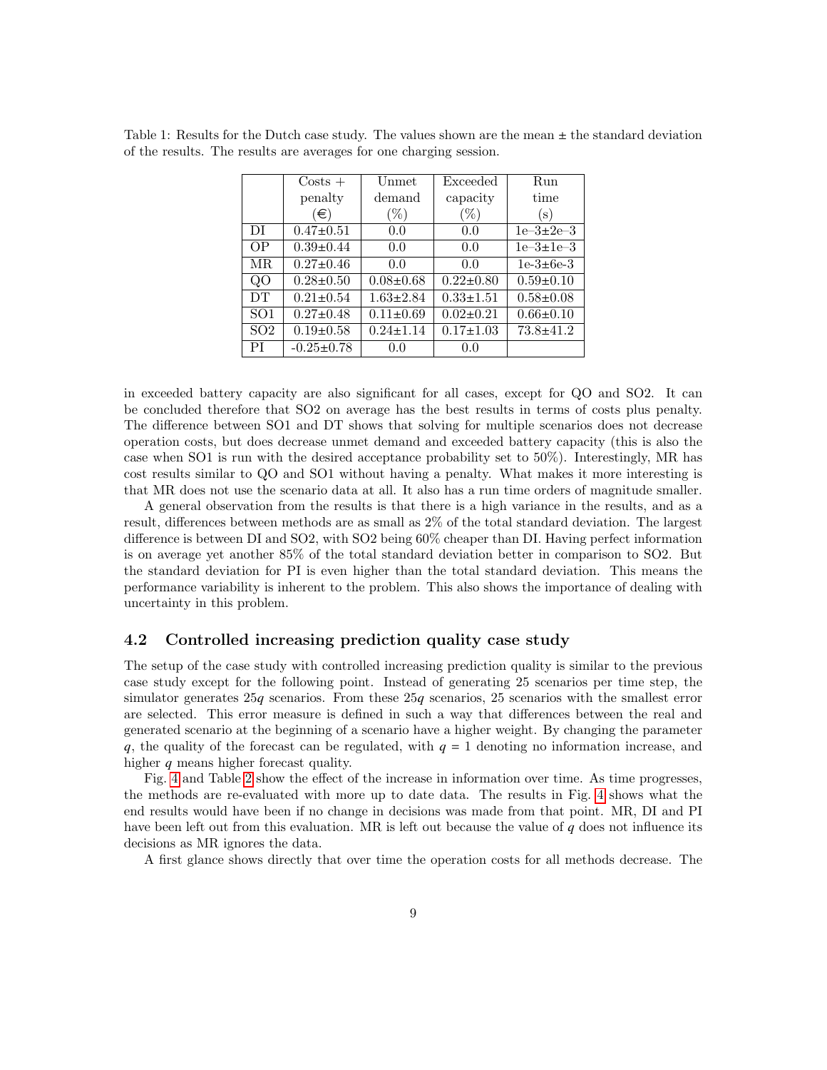Table 1: Results for the Dutch case study. The values shown are the mean ± the standard deviation of the results. The results are averages for one charging session.

| | Costs + penalty (€) | Unmet demand (%) | Exceeded capacity (%) | Run time (s) |
|---|---|---|---|---|
| DI | 0.47±0.51 | 0.0 | 0.0 | 1e–3±2e–3 |
| OP | 0.39±0.44 | 0.0 | 0.0 | 1e–3±1e–3 |
| MR | 0.27±0.46 | 0.0 | 0.0 | 1e-3±6e-3 |
| QO | 0.28±0.50 | 0.08±0.68 | 0.22±0.80 | 0.59±0.10 |
| DT | 0.21±0.54 | 1.63±2.84 | 0.33±1.51 | 0.58±0.08 |
| SO1 | 0.27±0.48 | 0.11±0.69 | 0.02±0.21 | 0.66±0.10 |
| SO2 | 0.19±0.58 | 0.24±1.14 | 0.17±1.03 | 73.8±41.2 |
| PI | -0.25±0.78 | 0.0 | 0.0 | |

in exceeded battery capacity are also significant for all cases, except for QO and SO2. It can be concluded therefore that SO2 on average has the best results in terms of costs plus penalty. The difference between SO1 and DT shows that solving for multiple scenarios does not decrease operation costs, but does decrease unmet demand and exceeded battery capacity (this is also the case when SO1 is run with the desired acceptance probability set to 50%). Interestingly, MR has cost results similar to QO and SO1 without having a penalty. What makes it more interesting is that MR does not use the scenario data at all. It also has a run time orders of magnitude smaller.

A general observation from the results is that there is a high variance in the results, and as a result, differences between methods are as small as 2% of the total standard deviation. The largest difference is between DI and SO2, with SO2 being 60% cheaper than DI. Having perfect information is on average yet another 85% of the total standard deviation better in comparison to SO2. But the standard deviation for PI is even higher than the total standard deviation. This means the performance variability is inherent to the problem. This also shows the importance of dealing with uncertainty in this problem.

### 4.2 Controlled increasing prediction quality case study

The setup of the case study with controlled increasing prediction quality is similar to the previous case study except for the following point. Instead of generating 25 scenarios per time step, the simulator generates $25q$ scenarios. From these $25q$ scenarios, 25 scenarios with the smallest error are selected. This error measure is defined in such a way that differences between the real and generated scenario at the beginning of a scenario have a higher weight. By changing the parameter $q$, the quality of the forecast can be regulated, with $q = 1$ denoting no information increase, and higher $q$ means higher forecast quality.

Fig. 4 and Table 2 show the effect of the increase in information over time. As time progresses, the methods are re-evaluated with more up to date data. The results in Fig. 4 shows what the end results would have been if no change in decisions was made from that point. MR, DI and PI have been left out from this evaluation. MR is left out because the value of $q$ does not influence its decisions as MR ignores the data.

A first glance shows directly that over time the operation costs for all methods decrease. The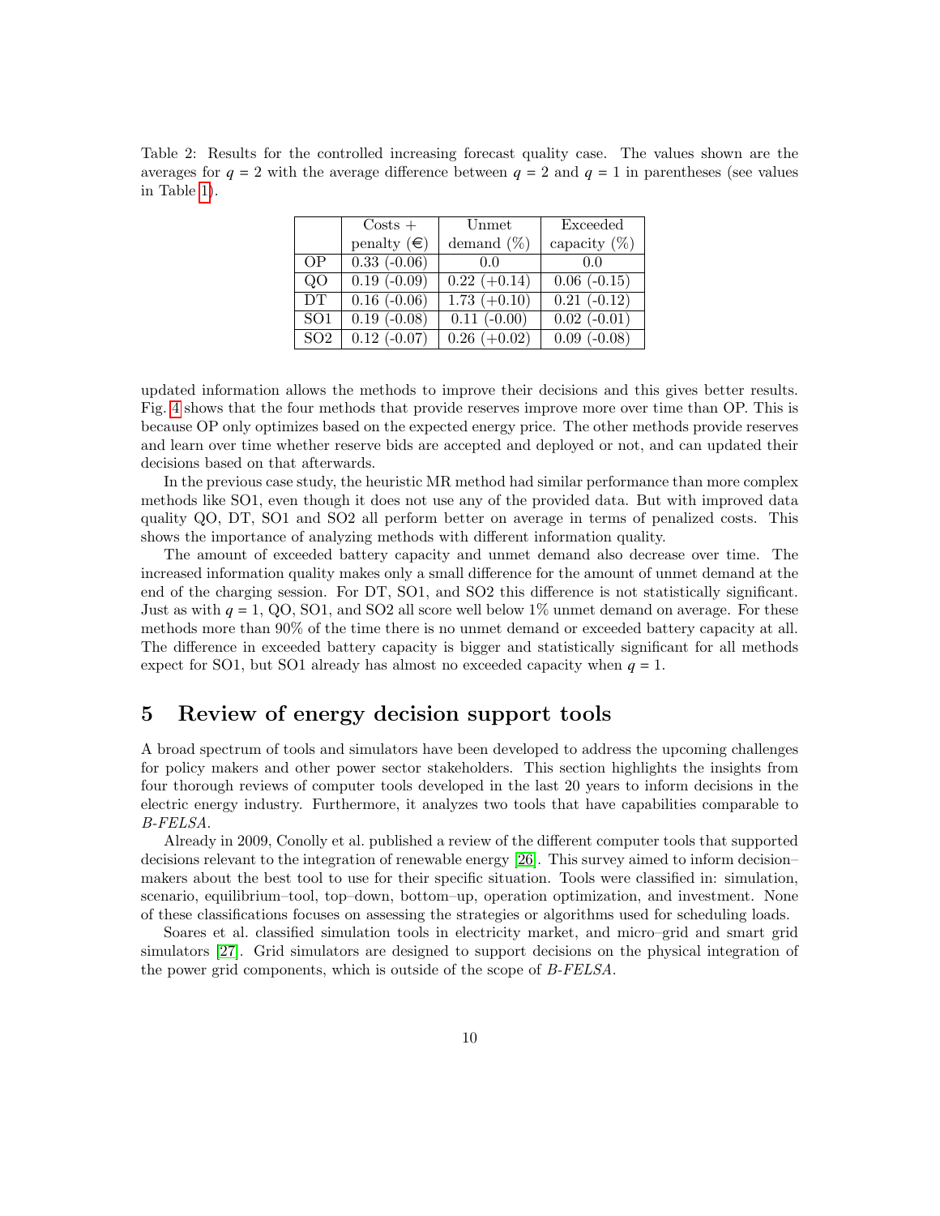Table 2: Results for the controlled increasing forecast quality case. The values shown are the averages for $q = 2$ with the average difference between $q = 2$ and $q = 1$ in parentheses (see values in Table 1).

| | Costs + penalty (€) | Unmet demand (%) | Exceeded capacity (%) |
|---|---|---|---|
| OP | 0.33 (-0.06) | 0.0 | 0.0 |
| QO | 0.19 (-0.09) | 0.22 (+0.14) | 0.06 (-0.15) |
| DT | 0.16 (-0.06) | 1.73 (+0.10) | 0.21 (-0.12) |
| SO1 | 0.19 (-0.08) | 0.11 (-0.00) | 0.02 (-0.01) |
| SO2 | 0.12 (-0.07) | 0.26 (+0.02) | 0.09 (-0.08) |

updated information allows the methods to improve their decisions and this gives better results. Fig. 4 shows that the four methods that provide reserves improve more over time than OP. This is because OP only optimizes based on the expected energy price. The other methods provide reserves and learn over time whether reserve bids are accepted and deployed or not, and can updated their decisions based on that afterwards.

In the previous case study, the heuristic MR method had similar performance than more complex methods like SO1, even though it does not use any of the provided data. But with improved data quality QO, DT, SO1 and SO2 all perform better on average in terms of penalized costs. This shows the importance of analyzing methods with different information quality.

The amount of exceeded battery capacity and unmet demand also decrease over time. The increased information quality makes only a small difference for the amount of unmet demand at the end of the charging session. For DT, SO1, and SO2 this difference is not statistically significant. Just as with $q = 1$, QO, SO1, and SO2 all score well below 1% unmet demand on average. For these methods more than 90% of the time there is no unmet demand or exceeded battery capacity at all. The difference in exceeded battery capacity is bigger and statistically significant for all methods expect for SO1, but SO1 already has almost no exceeded capacity when $q = 1$.

## 5 Review of energy decision support tools

A broad spectrum of tools and simulators have been developed to address the upcoming challenges for policy makers and other power sector stakeholders. This section highlights the insights from four thorough reviews of computer tools developed in the last 20 years to inform decisions in the electric energy industry. Furthermore, it analyzes two tools that have capabilities comparable to *B-FELSA*.

Already in 2009, Conolly et al. published a review of the different computer tools that supported decisions relevant to the integration of renewable energy [26]. This survey aimed to inform decision–makers about the best tool to use for their specific situation. Tools were classified in: simulation, scenario, equilibrium–tool, top–down, bottom–up, operation optimization, and investment. None of these classifications focuses on assessing the strategies or algorithms used for scheduling loads.

Soares et al. classified simulation tools in electricity market, and micro–grid and smart grid simulators [27]. Grid simulators are designed to support decisions on the physical integration of the power grid components, which is outside of the scope of *B-FELSA*.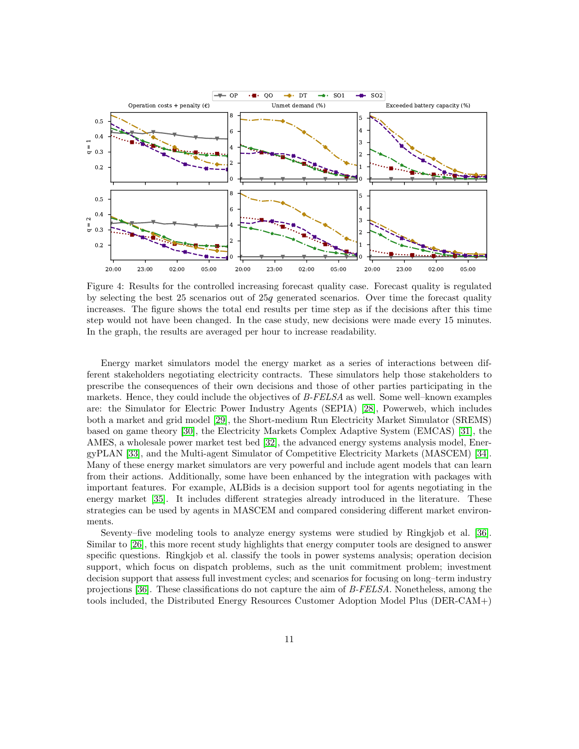Figure 4: Results for the controlled increasing forecast quality case. Forecast quality is regulated by selecting the best 25 scenarios out of $25q$ generated scenarios. Over time the forecast quality increases. The figure shows the total end results per time step as if the decisions after this time step would not have been changed. In the case study, new decisions were made every 15 minutes. In the graph, the results are averaged per hour to increase readability.

Energy market simulators model the energy market as a series of interactions between different stakeholders negotiating electricity contracts. These simulators help those stakeholders to prescribe the consequences of their own decisions and those of other parties participating in the markets. Hence, they could include the objectives of *B-FELSA* as well. Some well–known examples are: the Simulator for Electric Power Industry Agents (SEPIA) [28], Powerweb, which includes both a market and grid model [29], the Short-medium Run Electricity Market Simulator (SREMS) based on game theory [30], the Electricity Markets Complex Adaptive System (EMCAS) [31], the AMES, a wholesale power market test bed [32], the advanced energy systems analysis model, EnergyPLAN [33], and the Multi-agent Simulator of Competitive Electricity Markets (MASCEM) [34]. Many of these energy market simulators are very powerful and include agent models that can learn from their actions. Additionally, some have been enhanced by the integration with packages with important features. For example, ALBids is a decision support tool for agents negotiating in the energy market [35]. It includes different strategies already introduced in the literature. These strategies can be used by agents in MASCEM and compared considering different market environments.

Seventy–five modeling tools to analyze energy systems were studied by Ringkjøb et al. [36]. Similar to [26], this more recent study highlights that energy computer tools are designed to answer specific questions. Ringkjøb et al. classify the tools in power systems analysis; operation decision support, which focus on dispatch problems, such as the unit commitment problem; investment decision support that assess full investment cycles; and scenarios for focusing on long–term industry projections [36]. These classifications do not capture the aim of *B-FELSA*. Nonetheless, among the tools included, the Distributed Energy Resources Customer Adoption Model Plus (DER-CAM+)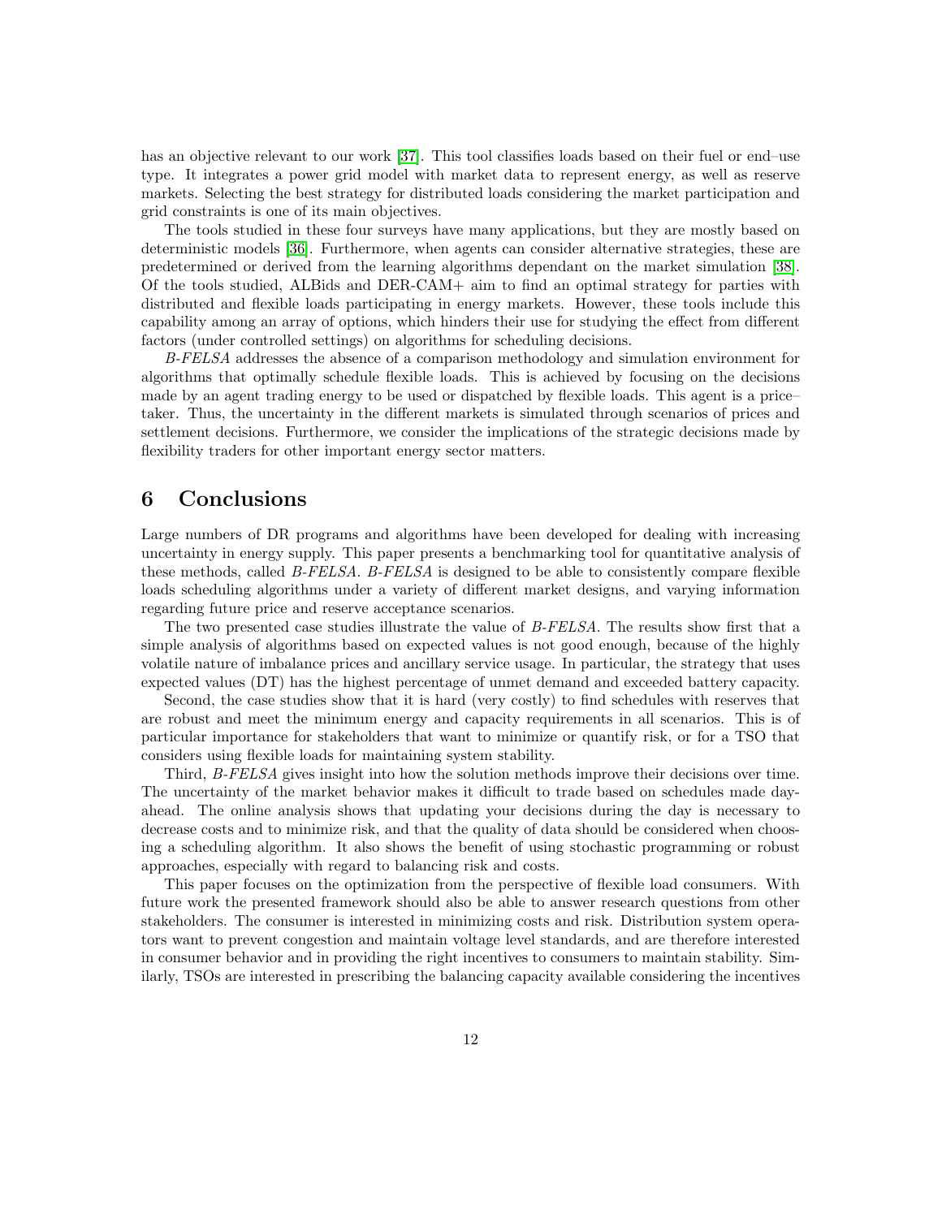has an objective relevant to our work [37]. This tool classifies loads based on their fuel or end–use type. It integrates a power grid model with market data to represent energy, as well as reserve markets. Selecting the best strategy for distributed loads considering the market participation and grid constraints is one of its main objectives.

The tools studied in these four surveys have many applications, but they are mostly based on deterministic models [36]. Furthermore, when agents can consider alternative strategies, these are predetermined or derived from the learning algorithms dependant on the market simulation [38]. Of the tools studied, ALBids and DER-CAM+ aim to find an optimal strategy for parties with distributed and flexible loads participating in energy markets. However, these tools include this capability among an array of options, which hinders their use for studying the effect from different factors (under controlled settings) on algorithms for scheduling decisions.

*B-FELSA* addresses the absence of a comparison methodology and simulation environment for algorithms that optimally schedule flexible loads. This is achieved by focusing on the decisions made by an agent trading energy to be used or dispatched by flexible loads. This agent is a price–taker. Thus, the uncertainty in the different markets is simulated through scenarios of prices and settlement decisions. Furthermore, we consider the implications of the strategic decisions made by flexibility traders for other important energy sector matters.

# 6 Conclusions

Large numbers of DR programs and algorithms have been developed for dealing with increasing uncertainty in energy supply. This paper presents a benchmarking tool for quantitative analysis of these methods, called *B-FELSA*. *B-FELSA* is designed to be able to consistently compare flexible loads scheduling algorithms under a variety of different market designs, and varying information regarding future price and reserve acceptance scenarios.

The two presented case studies illustrate the value of *B-FELSA*. The results show first that a simple analysis of algorithms based on expected values is not good enough, because of the highly volatile nature of imbalance prices and ancillary service usage. In particular, the strategy that uses expected values (DT) has the highest percentage of unmet demand and exceeded battery capacity.

Second, the case studies show that it is hard (very costly) to find schedules with reserves that are robust and meet the minimum energy and capacity requirements in all scenarios. This is of particular importance for stakeholders that want to minimize or quantify risk, or for a TSO that considers using flexible loads for maintaining system stability.

Third, *B-FELSA* gives insight into how the solution methods improve their decisions over time. The uncertainty of the market behavior makes it difficult to trade based on schedules made day-ahead. The online analysis shows that updating your decisions during the day is necessary to decrease costs and to minimize risk, and that the quality of data should be considered when choosing a scheduling algorithm. It also shows the benefit of using stochastic programming or robust approaches, especially with regard to balancing risk and costs.

This paper focuses on the optimization from the perspective of flexible load consumers. With future work the presented framework should also be able to answer research questions from other stakeholders. The consumer is interested in minimizing costs and risk. Distribution system operators want to prevent congestion and maintain voltage level standards, and are therefore interested in consumer behavior and in providing the right incentives to consumers to maintain stability. Similarly, TSOs are interested in prescribing the balancing capacity available considering the incentives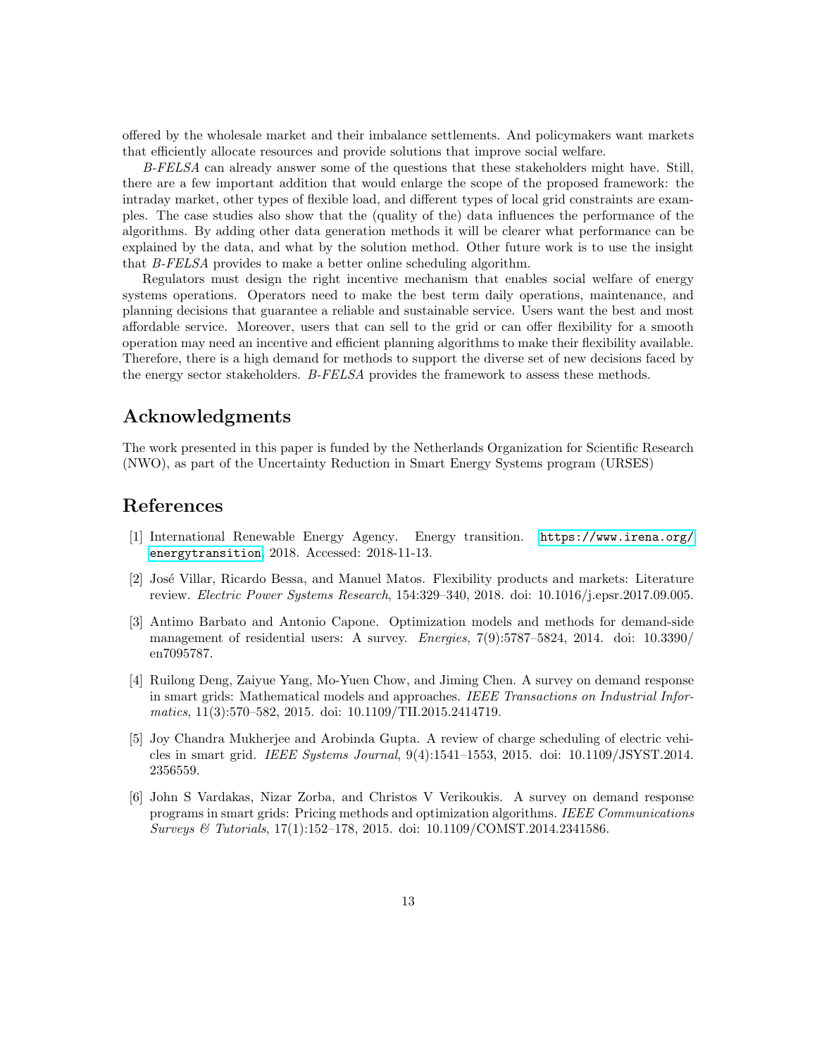offered by the wholesale market and their imbalance settlements. And policymakers want markets that efficiently allocate resources and provide solutions that improve social welfare.

*B-FELSA* can already answer some of the questions that these stakeholders might have. Still, there are a few important addition that would enlarge the scope of the proposed framework: the intraday market, other types of flexible load, and different types of local grid constraints are examples. The case studies also show that the (quality of the) data influences the performance of the algorithms. By adding other data generation methods it will be clearer what performance can be explained by the data, and what by the solution method. Other future work is to use the insight that *B-FELSA* provides to make a better online scheduling algorithm.

Regulators must design the right incentive mechanism that enables social welfare of energy systems operations. Operators need to make the best term daily operations, maintenance, and planning decisions that guarantee a reliable and sustainable service. Users want the best and most affordable service. Moreover, users that can sell to the grid or can offer flexibility for a smooth operation may need an incentive and efficient planning algorithms to make their flexibility available. Therefore, there is a high demand for methods to support the diverse set of new decisions faced by the energy sector stakeholders. *B-FELSA* provides the framework to assess these methods.

## Acknowledgments

The work presented in this paper is funded by the Netherlands Organization for Scientific Research (NWO), as part of the Uncertainty Reduction in Smart Energy Systems program (URSES)

## References

[1] International Renewable Energy Agency. Energy transition. https://www.irena.org/energytransition, 2018. Accessed: 2018-11-13.

[2] José Villar, Ricardo Bessa, and Manuel Matos. Flexibility products and markets: Literature review. *Electric Power Systems Research*, 154:329–340, 2018. doi: 10.1016/j.epsr.2017.09.005.

[3] Antimo Barbato and Antonio Capone. Optimization models and methods for demand-side management of residential users: A survey. *Energies*, 7(9):5787–5824, 2014. doi: 10.3390/en7095787.

[4] Ruilong Deng, Zaiyue Yang, Mo-Yuen Chow, and Jiming Chen. A survey on demand response in smart grids: Mathematical models and approaches. *IEEE Transactions on Industrial Informatics*, 11(3):570–582, 2015. doi: 10.1109/TII.2015.2414719.

[5] Joy Chandra Mukherjee and Arobinda Gupta. A review of charge scheduling of electric vehicles in smart grid. *IEEE Systems Journal*, 9(4):1541–1553, 2015. doi: 10.1109/JSYST.2014.2356559.

[6] John S Vardakas, Nizar Zorba, and Christos V Verikoukis. A survey on demand response programs in smart grids: Pricing methods and optimization algorithms. *IEEE Communications Surveys & Tutorials*, 17(1):152–178, 2015. doi: 10.1109/COMST.2014.2341586.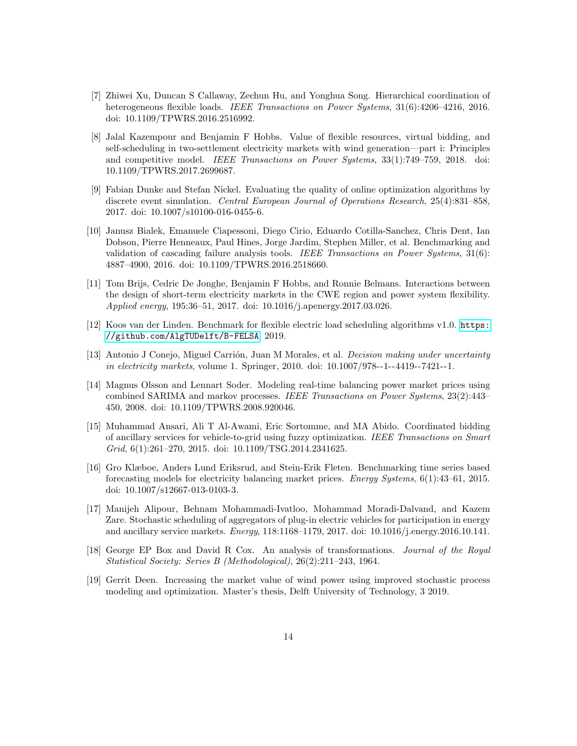[7] Zhiwei Xu, Duncan S Callaway, Zechun Hu, and Yonghua Song. Hierarchical coordination of heterogeneous flexible loads. *IEEE Transactions on Power Systems*, 31(6):4206–4216, 2016. doi: 10.1109/TPWRS.2016.2516992.

[8] Jalal Kazempour and Benjamin F Hobbs. Value of flexible resources, virtual bidding, and self-scheduling in two-settlement electricity markets with wind generation—part i: Principles and competitive model. *IEEE Transactions on Power Systems*, 33(1):749–759, 2018. doi: 10.1109/TPWRS.2017.2699687.

[9] Fabian Dunke and Stefan Nickel. Evaluating the quality of online optimization algorithms by discrete event simulation. *Central European Journal of Operations Research*, 25(4):831–858, 2017. doi: 10.1007/s10100-016-0455-6.

[10] Janusz Bialek, Emanuele Ciapessoni, Diego Cirio, Eduardo Cotilla-Sanchez, Chris Dent, Ian Dobson, Pierre Henneaux, Paul Hines, Jorge Jardim, Stephen Miller, et al. Benchmarking and validation of cascading failure analysis tools. *IEEE Transactions on Power Systems*, 31(6): 4887–4900, 2016. doi: 10.1109/TPWRS.2016.2518660.

[11] Tom Brijs, Cedric De Jonghe, Benjamin F Hobbs, and Ronnie Belmans. Interactions between the design of short-term electricity markets in the CWE region and power system flexibility. *Applied energy*, 195:36–51, 2017. doi: 10.1016/j.apenergy.2017.03.026.

[12] Koos van der Linden. Benchmark for flexible electric load scheduling algorithms v1.0. https://github.com/AlgTUDelft/B-FELSA, 2019.

[13] Antonio J Conejo, Miguel Carrión, Juan M Morales, et al. *Decision making under uncertainty in electricity markets*, volume 1. Springer, 2010. doi: 10.1007/978--1--4419--7421--1.

[14] Magnus Olsson and Lennart Soder. Modeling real-time balancing power market prices using combined SARIMA and markov processes. *IEEE Transactions on Power Systems*, 23(2):443–450, 2008. doi: 10.1109/TPWRS.2008.920046.

[15] Muhammad Ansari, Ali T Al-Awami, Eric Sortomme, and MA Abido. Coordinated bidding of ancillary services for vehicle-to-grid using fuzzy optimization. *IEEE Transactions on Smart Grid*, 6(1):261–270, 2015. doi: 10.1109/TSG.2014.2341625.

[16] Gro Klæboe, Anders Lund Eriksrud, and Stein-Erik Fleten. Benchmarking time series based forecasting models for electricity balancing market prices. *Energy Systems*, 6(1):43–61, 2015. doi: 10.1007/s12667-013-0103-3.

[17] Manijeh Alipour, Behnam Mohammadi-Ivatloo, Mohammad Moradi-Dalvand, and Kazem Zare. Stochastic scheduling of aggregators of plug-in electric vehicles for participation in energy and ancillary service markets. *Energy*, 118:1168–1179, 2017. doi: 10.1016/j.energy.2016.10.141.

[18] George EP Box and David R Cox. An analysis of transformations. *Journal of the Royal Statistical Society: Series B (Methodological)*, 26(2):211–243, 1964.

[19] Gerrit Deen. Increasing the market value of wind power using improved stochastic process modeling and optimization. Master's thesis, Delft University of Technology, 3 2019.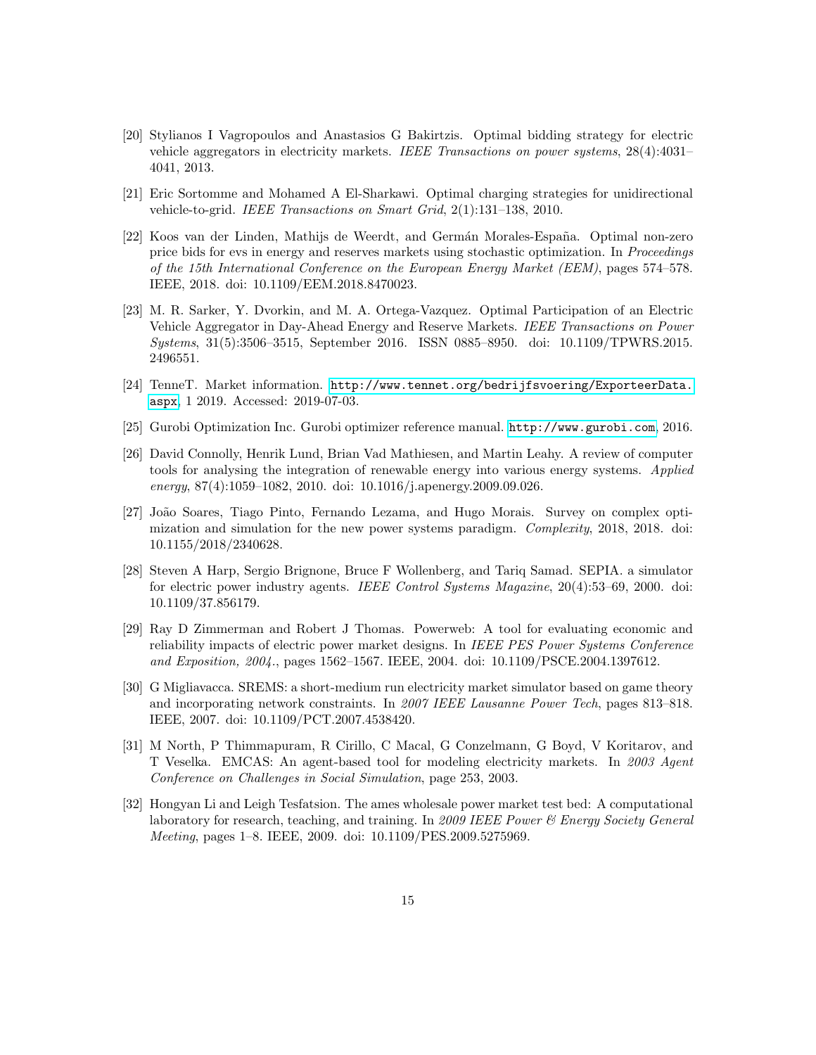[20] Stylianos I Vagropoulos and Anastasios G Bakirtzis. Optimal bidding strategy for electric vehicle aggregators in electricity markets. *IEEE Transactions on power systems*, 28(4):4031–4041, 2013.

[21] Eric Sortomme and Mohamed A El-Sharkawi. Optimal charging strategies for unidirectional vehicle-to-grid. *IEEE Transactions on Smart Grid*, 2(1):131–138, 2010.

[22] Koos van der Linden, Mathijs de Weerdt, and Germán Morales-España. Optimal non-zero price bids for evs in energy and reserves markets using stochastic optimization. In *Proceedings of the 15th International Conference on the European Energy Market (EEM)*, pages 574–578. IEEE, 2018. doi: 10.1109/EEM.2018.8470023.

[23] M. R. Sarker, Y. Dvorkin, and M. A. Ortega-Vazquez. Optimal Participation of an Electric Vehicle Aggregator in Day-Ahead Energy and Reserve Markets. *IEEE Transactions on Power Systems*, 31(5):3506–3515, September 2016. ISSN 0885–8950. doi: 10.1109/TPWRS.2015.2496551.

[24] TenneT. Market information. `http://www.tennet.org/bedrijfsvoering/ExporteerData.aspx`, 1 2019. Accessed: 2019-07-03.

[25] Gurobi Optimization Inc. Gurobi optimizer reference manual. `http://www.gurobi.com`, 2016.

[26] David Connolly, Henrik Lund, Brian Vad Mathiesen, and Martin Leahy. A review of computer tools for analysing the integration of renewable energy into various energy systems. *Applied energy*, 87(4):1059–1082, 2010. doi: 10.1016/j.apenergy.2009.09.026.

[27] João Soares, Tiago Pinto, Fernando Lezama, and Hugo Morais. Survey on complex optimization and simulation for the new power systems paradigm. *Complexity*, 2018, 2018. doi: 10.1155/2018/2340628.

[28] Steven A Harp, Sergio Brignone, Bruce F Wollenberg, and Tariq Samad. SEPIA. a simulator for electric power industry agents. *IEEE Control Systems Magazine*, 20(4):53–69, 2000. doi: 10.1109/37.856179.

[29] Ray D Zimmerman and Robert J Thomas. Powerweb: A tool for evaluating economic and reliability impacts of electric power market designs. In *IEEE PES Power Systems Conference and Exposition, 2004.*, pages 1562–1567. IEEE, 2004. doi: 10.1109/PSCE.2004.1397612.

[30] G Migliavacca. SREMS: a short-medium run electricity market simulator based on game theory and incorporating network constraints. In *2007 IEEE Lausanne Power Tech*, pages 813–818. IEEE, 2007. doi: 10.1109/PCT.2007.4538420.

[31] M North, P Thimmapuram, R Cirillo, C Macal, G Conzelmann, G Boyd, V Koritarov, and T Veselka. EMCAS: An agent-based tool for modeling electricity markets. In *2003 Agent Conference on Challenges in Social Simulation*, page 253, 2003.

[32] Hongyan Li and Leigh Tesfatsion. The ames wholesale power market test bed: A computational laboratory for research, teaching, and training. In *2009 IEEE Power & Energy Society General Meeting*, pages 1–8. IEEE, 2009. doi: 10.1109/PES.2009.5275969.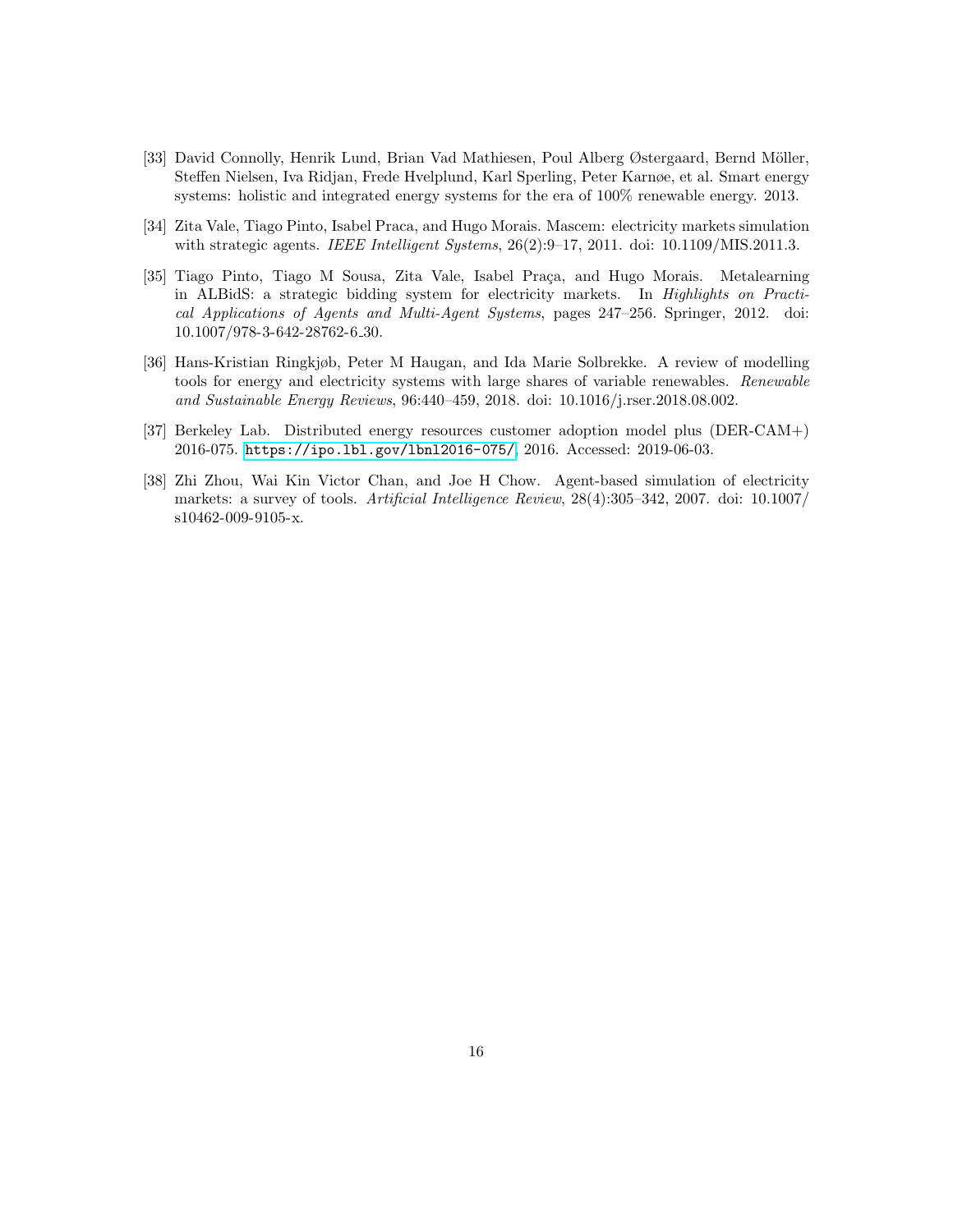[33] David Connolly, Henrik Lund, Brian Vad Mathiesen, Poul Alberg Østergaard, Bernd Möller, Steffen Nielsen, Iva Ridjan, Frede Hvelplund, Karl Sperling, Peter Karnøe, et al. Smart energy systems: holistic and integrated energy systems for the era of 100% renewable energy. 2013.

[34] Zita Vale, Tiago Pinto, Isabel Praca, and Hugo Morais. Mascem: electricity markets simulation with strategic agents. *IEEE Intelligent Systems*, 26(2):9–17, 2011. doi: 10.1109/MIS.2011.3.

[35] Tiago Pinto, Tiago M Sousa, Zita Vale, Isabel Praça, and Hugo Morais. Metalearning in ALBidS: a strategic bidding system for electricity markets. In *Highlights on Practical Applications of Agents and Multi-Agent Systems*, pages 247–256. Springer, 2012. doi: 10.1007/978-3-642-28762-6_30.

[36] Hans-Kristian Ringkjøb, Peter M Haugan, and Ida Marie Solbrekke. A review of modelling tools for energy and electricity systems with large shares of variable renewables. *Renewable and Sustainable Energy Reviews*, 96:440–459, 2018. doi: 10.1016/j.rser.2018.08.002.

[37] Berkeley Lab. Distributed energy resources customer adoption model plus (DER-CAM+) 2016-075. `https://ipo.lbl.gov/lbnl2016-075/`, 2016. Accessed: 2019-06-03.

[38] Zhi Zhou, Wai Kin Victor Chan, and Joe H Chow. Agent-based simulation of electricity markets: a survey of tools. *Artificial Intelligence Review*, 28(4):305–342, 2007. doi: 10.1007/s10462-009-9105-x.